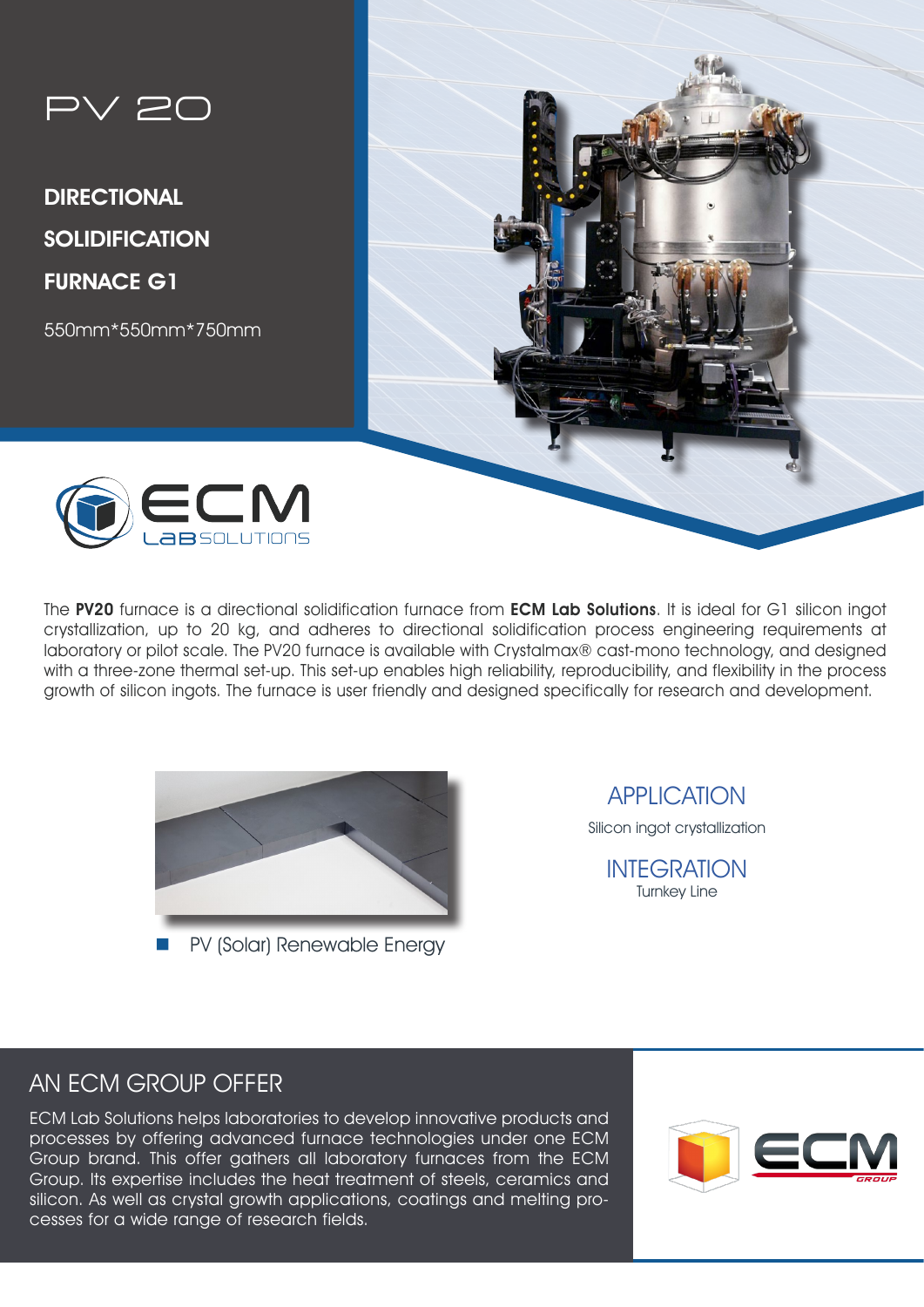# PV 20

## DIRECTIONAL SOLIDIFICATION FURNACE G1

550mm*550mm*750mm

ECM LAB SOLUTIONS

The **PV20** furnace is a directional solidification furnace from **ECM Lab Solutions**. It is ideal for G1 silicon ingot crystallization, up to 20 kg, and adheres to directional solidification process engineering requirements at laboratory or pilot scale. The PV20 furnace is available with Crystalmax® cast-mono technology, and designed with a three-zone thermal set-up. This set-up enables high reliability, reproducibility, and flexibility in the process growth of silicon ingots. The furnace is user friendly and designed specifically for research and development.

- PV (Solar) Renewable Energy

## APPLICATION

Silicon ingot crystallization

## INTEGRATION

Turnkey Line

## AN ECM GROUP OFFER

ECM Lab Solutions helps laboratories to develop innovative products and processes by offering advanced furnace technologies under one ECM Group brand. This offer gathers all laboratory furnaces from the ECM Group. Its expertise includes the heat treatment of steels, ceramics and silicon. As well as crystal growth applications, coatings and melting processes for a wide range of research fields.

ECM GROUP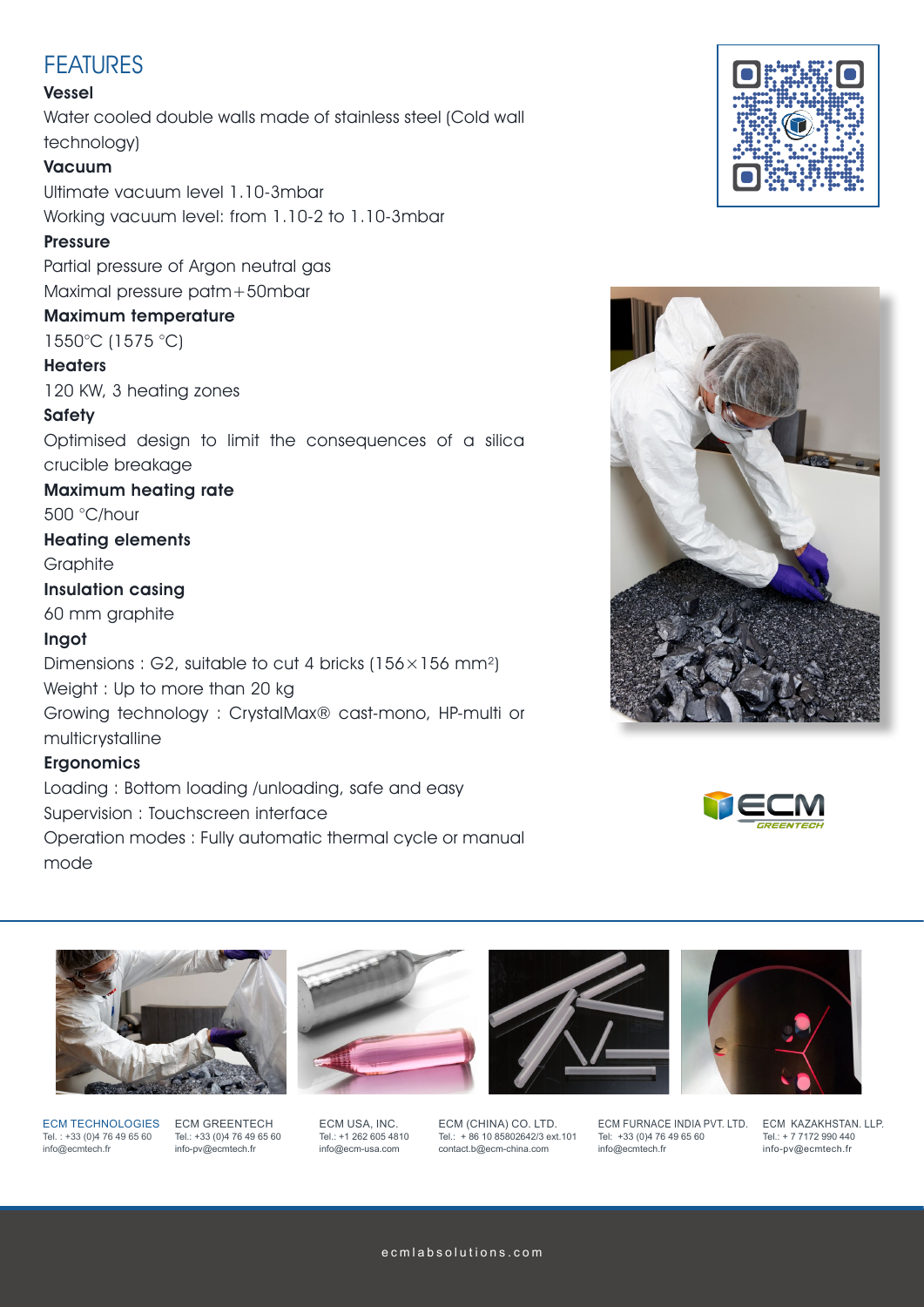# FEATURES

**Vessel**
Water cooled double walls made of stainless steel (Cold wall technology)

**Vacuum**
Ultimate vacuum level 1.10-3mbar
Working vacuum level: from 1.10-2 to 1.10-3mbar

**Pressure**
Partial pressure of Argon neutral gas
Maximal pressure patm+50mbar

**Maximum temperature**
1550°C (1575 °C)

**Heaters**
120 KW, 3 heating zones

**Safety**
Optimised design to limit the consequences of a silica crucible breakage

**Maximum heating rate**
500 °C/hour

**Heating elements**
Graphite

**Insulation casing**
60 mm graphite

**Ingot**
Dimensions : G2, suitable to cut 4 bricks (156×156 mm²)
Weight : Up to more than 20 kg
Growing technology : CrystalMax® cast-mono, HP-multi or multicrystalline

**Ergonomics**
Loading : Bottom loading /unloading, safe and easy
Supervision : Touchscreen interface
Operation modes : Fully automatic thermal cycle or manual mode

ECM GREENTECH

ECM TECHNOLOGIES
Tel. : +33 (0)4 76 49 65 60
info@ecmtech.fr

ECM GREENTECH
Tel.: +33 (0)4 76 49 65 60
info-pv@ecmtech.fr

ECM USA, INC.
Tel.: +1 262 605 4810
info@ecm-usa.com

ECM (CHINA) CO. LTD.
Tel.: + 86 10 85802642/3 ext.101
contact.b@ecm-china.com

ECM FURNACE INDIA PVT. LTD.
Tel: +33 (0)4 76 49 65 60
info@ecmtech.fr

ECM KAZAKHSTAN. LLP.
Tel.: + 7 7172 990 440
info-pv@ecmtech.fr

ecmlabsolutions.com